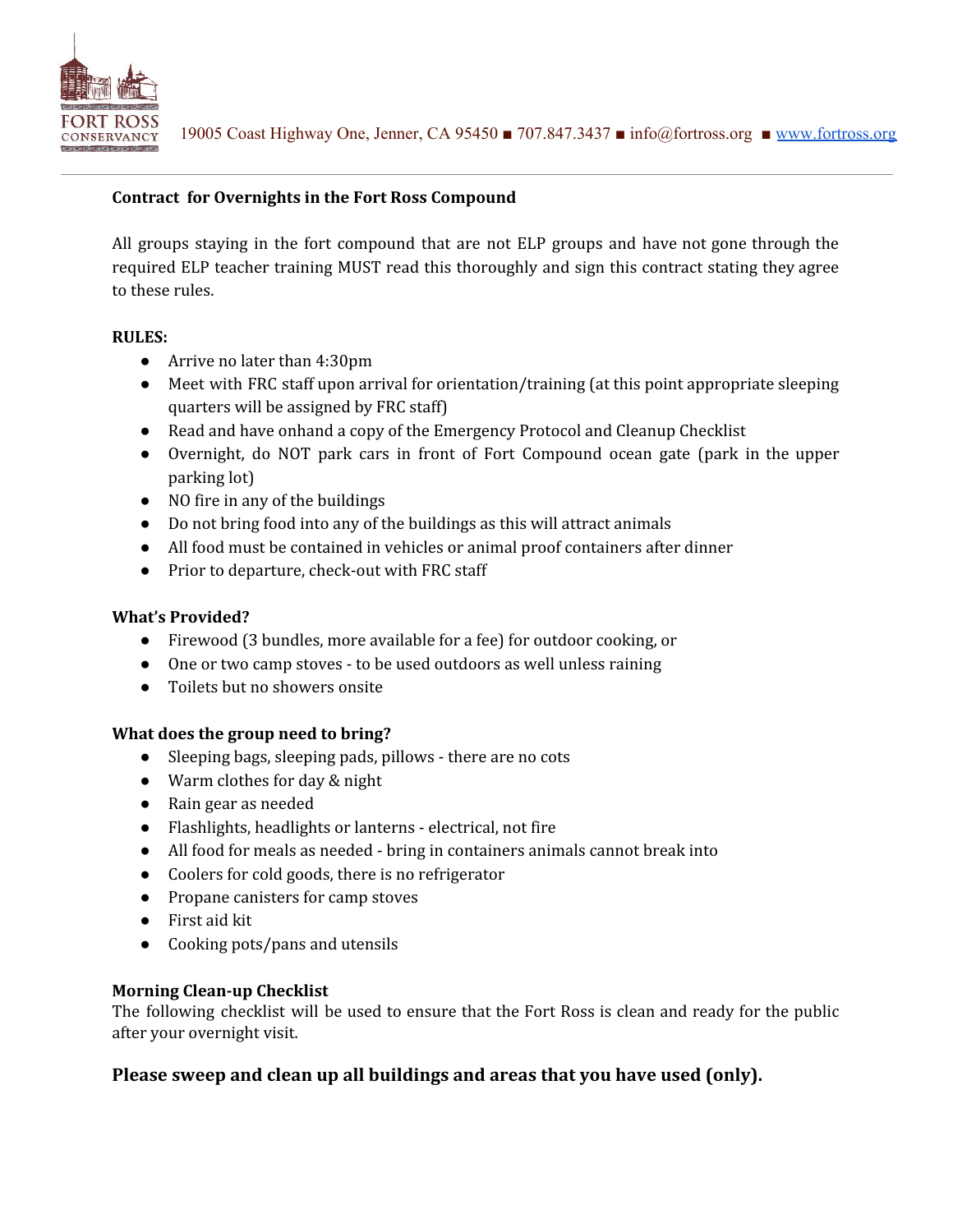FORT ROSS CONSERVANCY 19005 Coast Highway One, Jenner, CA 95450 ■ 707.847.3437 ■ info@fortross.org ■ www.fortross.org

---

**Contract for Overnights in the Fort Ross Compound**

All groups staying in the fort compound that are not ELP groups and have not gone through the required ELP teacher training MUST read this thoroughly and sign this contract stating they agree to these rules.

**RULES:**

- Arrive no later than 4:30pm
- Meet with FRC staff upon arrival for orientation/training (at this point appropriate sleeping quarters will be assigned by FRC staff)
- Read and have onhand a copy of the Emergency Protocol and Cleanup Checklist
- Overnight, do NOT park cars in front of Fort Compound ocean gate (park in the upper parking lot)
- NO fire in any of the buildings
- Do not bring food into any of the buildings as this will attract animals
- All food must be contained in vehicles or animal proof containers after dinner
- Prior to departure, check-out with FRC staff

**What's Provided?**

- Firewood (3 bundles, more available for a fee) for outdoor cooking, or
- One or two camp stoves - to be used outdoors as well unless raining
- Toilets but no showers onsite

**What does the group need to bring?**

- Sleeping bags, sleeping pads, pillows - there are no cots
- Warm clothes for day & night
- Rain gear as needed
- Flashlights, headlights or lanterns - electrical, not fire
- All food for meals as needed - bring in containers animals cannot break into
- Coolers for cold goods, there is no refrigerator
- Propane canisters for camp stoves
- First aid kit
- Cooking pots/pans and utensils

**Morning Clean-up Checklist**

The following checklist will be used to ensure that the Fort Ross is clean and ready for the public after your overnight visit.

### Please sweep and clean up all buildings and areas that you have used (only).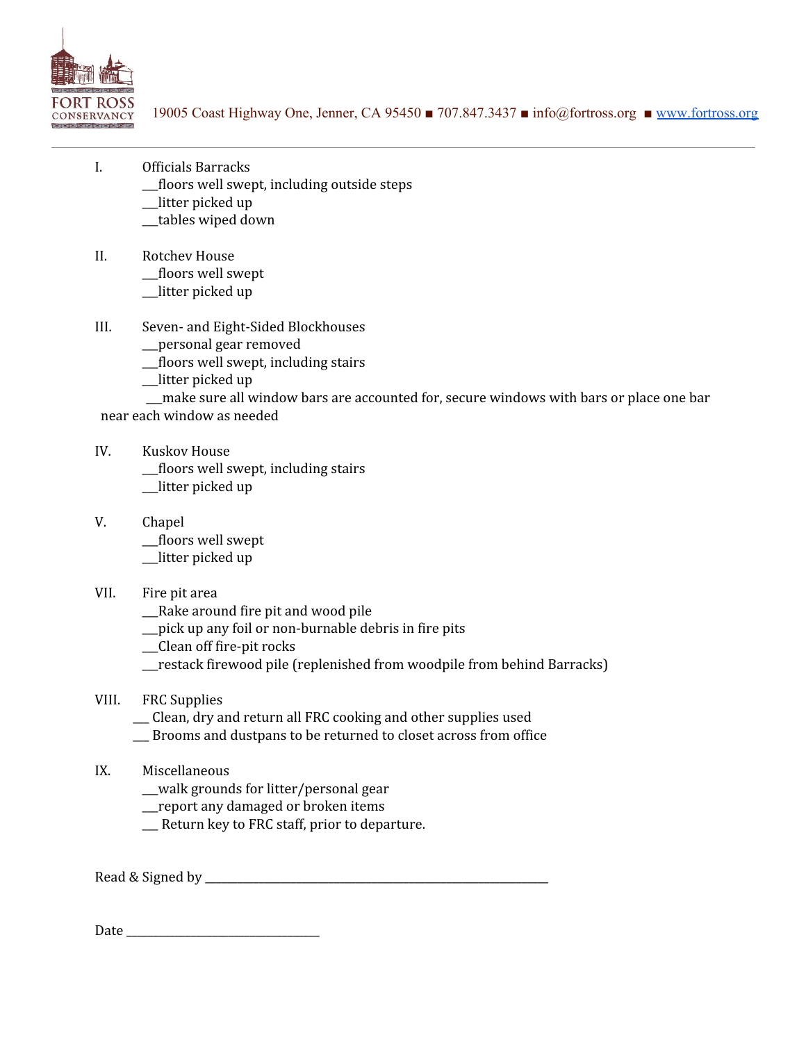FORT ROSS CONSERVANCY 19005 Coast Highway One, Jenner, CA 95450 ■ 707.847.3437 ■ info@fortross.org ■ www.fortross.org

I. Officials Barracks
- ___floors well swept, including outside steps
- ___litter picked up
- ___tables wiped down

II. Rotchev House
- ___floors well swept
- ___litter picked up

III. Seven- and Eight-Sided Blockhouses
- ___personal gear removed
- ___floors well swept, including stairs
- ___litter picked up
- ___make sure all window bars are accounted for, secure windows with bars or place one bar near each window as needed

IV. Kuskov House
- ___floors well swept, including stairs
- ___litter picked up

V. Chapel
- ___floors well swept
- ___litter picked up

VII. Fire pit area
- ___Rake around fire pit and wood pile
- ___pick up any foil or non-burnable debris in fire pits
- ___Clean off fire-pit rocks
- ___restack firewood pile (replenished from woodpile from behind Barracks)

VIII. FRC Supplies
- ___ Clean, dry and return all FRC cooking and other supplies used
- ___ Brooms and dustpans to be returned to closet across from office

IX. Miscellaneous
- ___walk grounds for litter/personal gear
- ___report any damaged or broken items
- ___ Return key to FRC staff, prior to departure.

Read & Signed by ____________________________________________

Date ___________________________